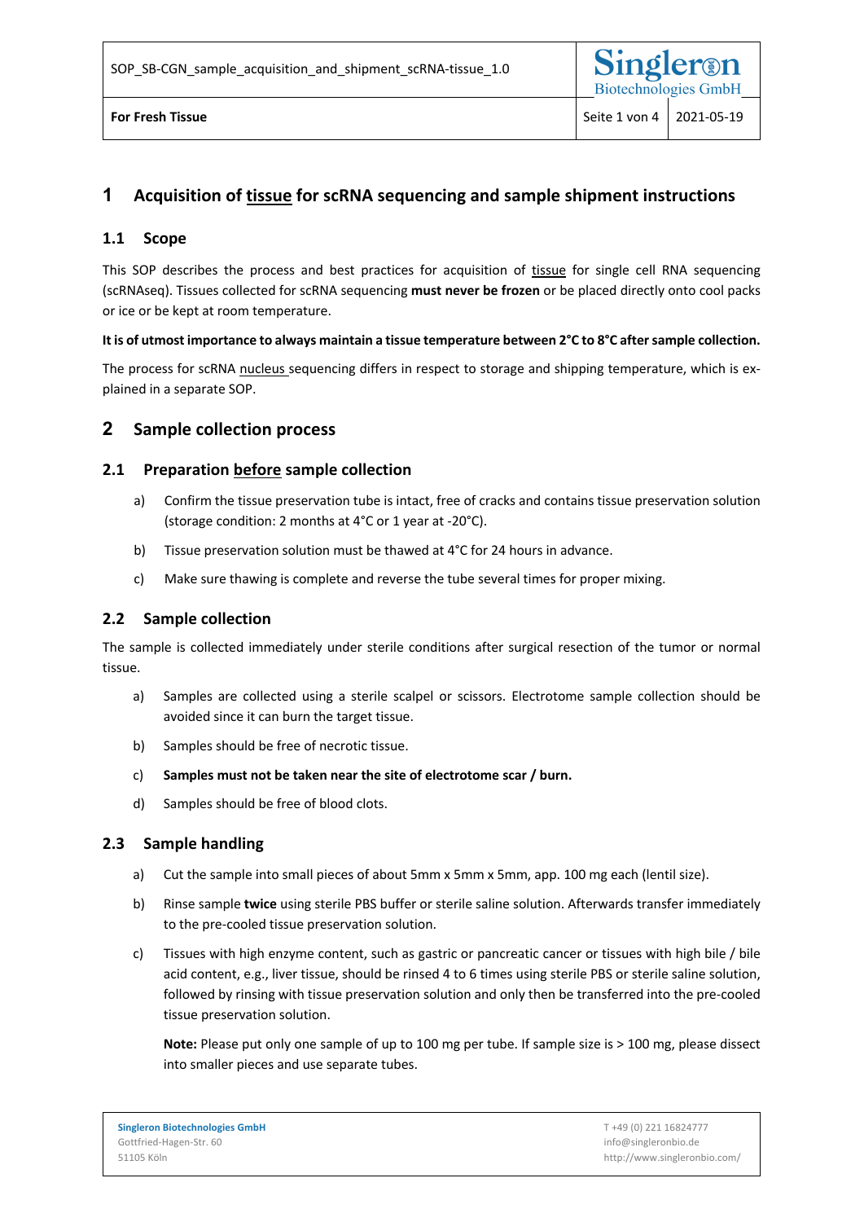# 1 Acquisition of tissue for scRNA sequencing and sample shipment instructions

## 1.1 Scope

This SOP describes the process and best practices for acquisition of tissue for single cell RNA sequencing (scRNAseq). Tissues collected for scRNA sequencing **must never be frozen** or be placed directly onto cool packs or ice or be kept at room temperature.

**It is of utmost importance to always maintain a tissue temperature between 2°C to 8°C after sample collection.**

The process for scRNA nucleus sequencing differs in respect to storage and shipping temperature, which is explained in a separate SOP.

# 2 Sample collection process

## 2.1 Preparation before sample collection

a) Confirm the tissue preservation tube is intact, free of cracks and contains tissue preservation solution (storage condition: 2 months at 4°C or 1 year at -20°C).

b) Tissue preservation solution must be thawed at 4°C for 24 hours in advance.

c) Make sure thawing is complete and reverse the tube several times for proper mixing.

## 2.2 Sample collection

The sample is collected immediately under sterile conditions after surgical resection of the tumor or normal tissue.

a) Samples are collected using a sterile scalpel or scissors. Electrotome sample collection should be avoided since it can burn the target tissue.

b) Samples should be free of necrotic tissue.

c) **Samples must not be taken near the site of electrotome scar / burn.**

d) Samples should be free of blood clots.

## 2.3 Sample handling

a) Cut the sample into small pieces of about 5mm x 5mm x 5mm, app. 100 mg each (lentil size).

b) Rinse sample **twice** using sterile PBS buffer or sterile saline solution. Afterwards transfer immediately to the pre-cooled tissue preservation solution.

c) Tissues with high enzyme content, such as gastric or pancreatic cancer or tissues with high bile / bile acid content, e.g., liver tissue, should be rinsed 4 to 6 times using sterile PBS or sterile saline solution, followed by rinsing with tissue preservation solution and only then be transferred into the pre-cooled tissue preservation solution.

   **Note:** Please put only one sample of up to 100 mg per tube. If sample size is > 100 mg, please dissect into smaller pieces and use separate tubes.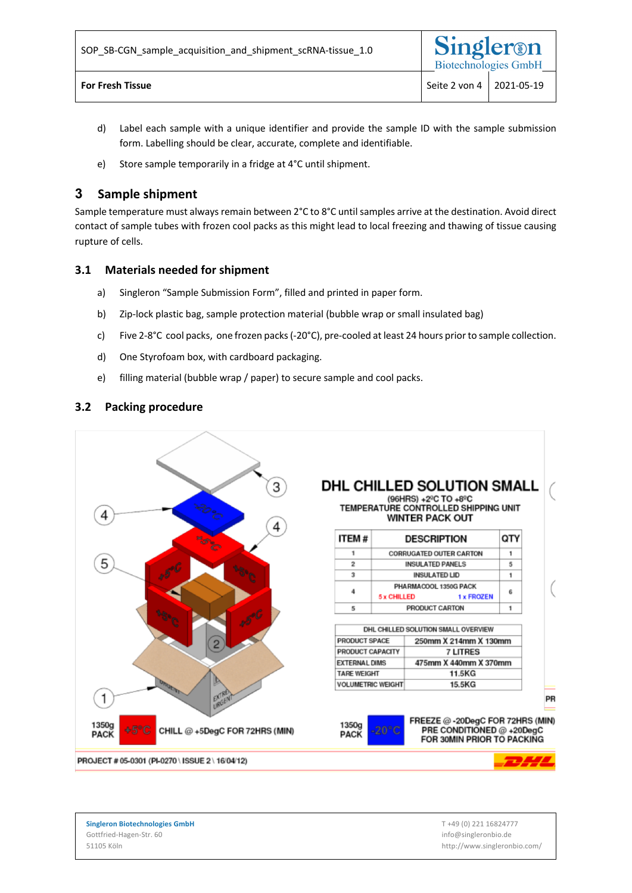d) Label each sample with a unique identifier and provide the sample ID with the sample submission form. Labelling should be clear, accurate, complete and identifiable.

e) Store sample temporarily in a fridge at 4°C until shipment.

## 3 Sample shipment

Sample temperature must always remain between 2°C to 8°C until samples arrive at the destination. Avoid direct contact of sample tubes with frozen cool packs as this might lead to local freezing and thawing of tissue causing rupture of cells.

### 3.1 Materials needed for shipment

a) Singleron "Sample Submission Form", filled and printed in paper form.

b) Zip-lock plastic bag, sample protection material (bubble wrap or small insulated bag)

c) Five 2-8°C cool packs, one frozen packs (-20°C), pre-cooled at least 24 hours prior to sample collection.

d) One Styrofoam box, with cardboard packaging.

e) filling material (bubble wrap / paper) to secure sample and cool packs.

### 3.2 Packing procedure

**DHL CHILLED SOLUTION SMALL**

(96HRS) +2ºC TO +8ºC
TEMPERATURE CONTROLLED SHIPPING UNIT
WINTER PACK OUT

| ITEM # | DESCRIPTION | QTY |
|---|---|---|
| 1 | CORRUGATED OUTER CARTON | 1 |
| 2 | INSULATED PANELS | 5 |
| 3 | INSULATED LID | 1 |
| 4 | PHARMACOOL 1350G PACK<br>5 x CHILLED 1 x FROZEN | 6 |
| 5 | PRODUCT CARTON | 1 |

| DHL CHILLED SOLUTION SMALL OVERVIEW | |
|---|---|
| PRODUCT SPACE | 250mm X 214mm X 130mm |
| PRODUCT CAPACITY | 7 LITRES |
| EXTERNAL DIMS | 475mm X 440mm X 370mm |
| TARE WEIGHT | 11.5KG |
| VOLUMETRIC WEIGHT | 15.5KG |

1350g PACK +5°C CHILL @ +5DegC FOR 72HRS (MIN)

1350g PACK -20°C FREEZE @ -20DegC FOR 72HRS (MIN) PRE CONDITIONED @ +20DegC FOR 30MIN PRIOR TO PACKING

PROJECT # 05-0301 (PI-0270 \ ISSUE 2 \ 16/04/12)

Singleron Biotechnologies GmbH
Gottfried-Hagen-Str. 60
51105 Köln

T +49 (0) 221 16824777
info@singleronbio.de
http://www.singleronbio.com/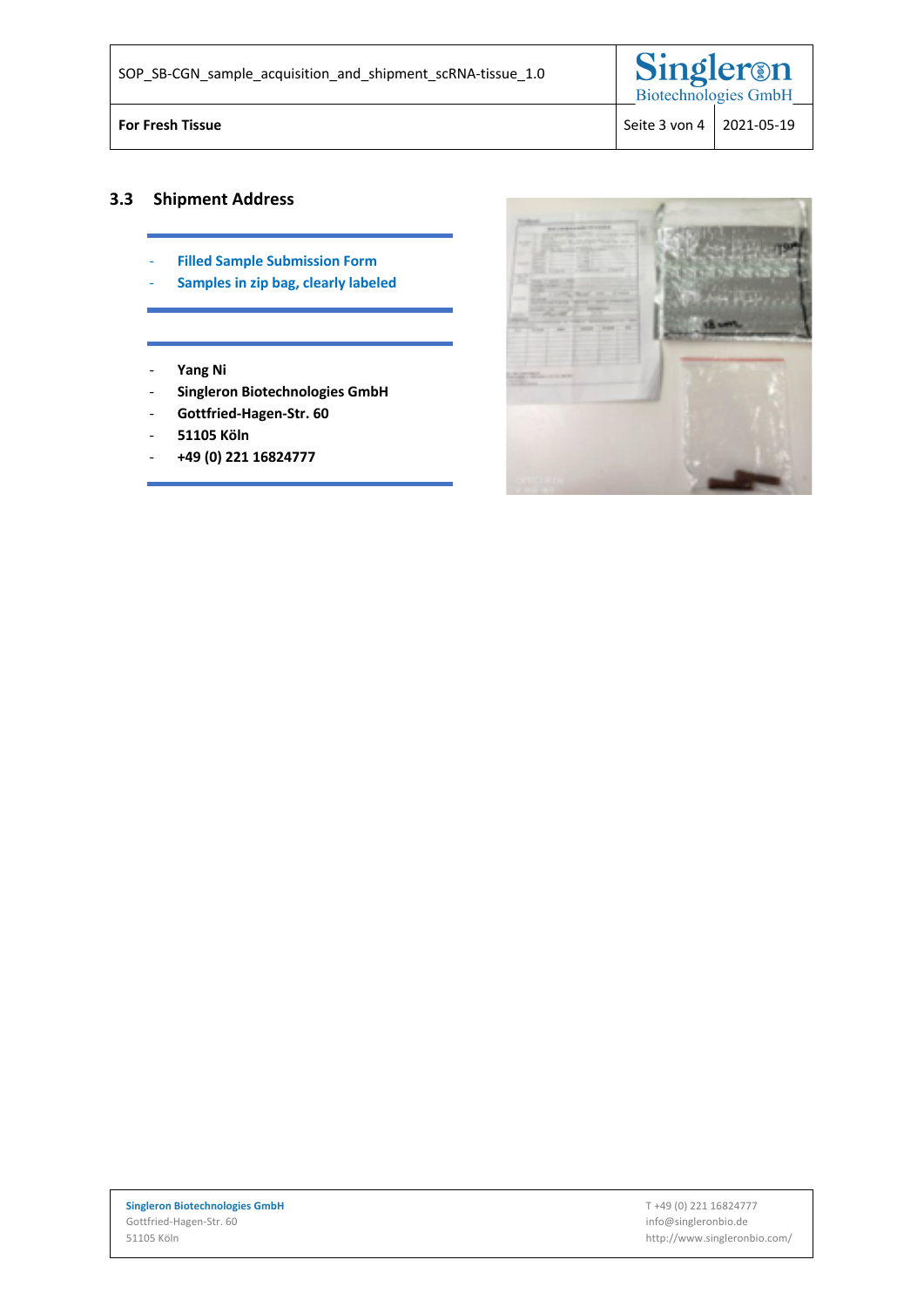## 3.3 Shipment Address

- **Filled Sample Submission Form**
- **Samples in zip bag, clearly labeled**

- **Yang Ni**
- **Singleron Biotechnologies GmbH**
- **Gottfried-Hagen-Str. 60**
- **51105 Köln**
- **+49 (0) 221 16824777**